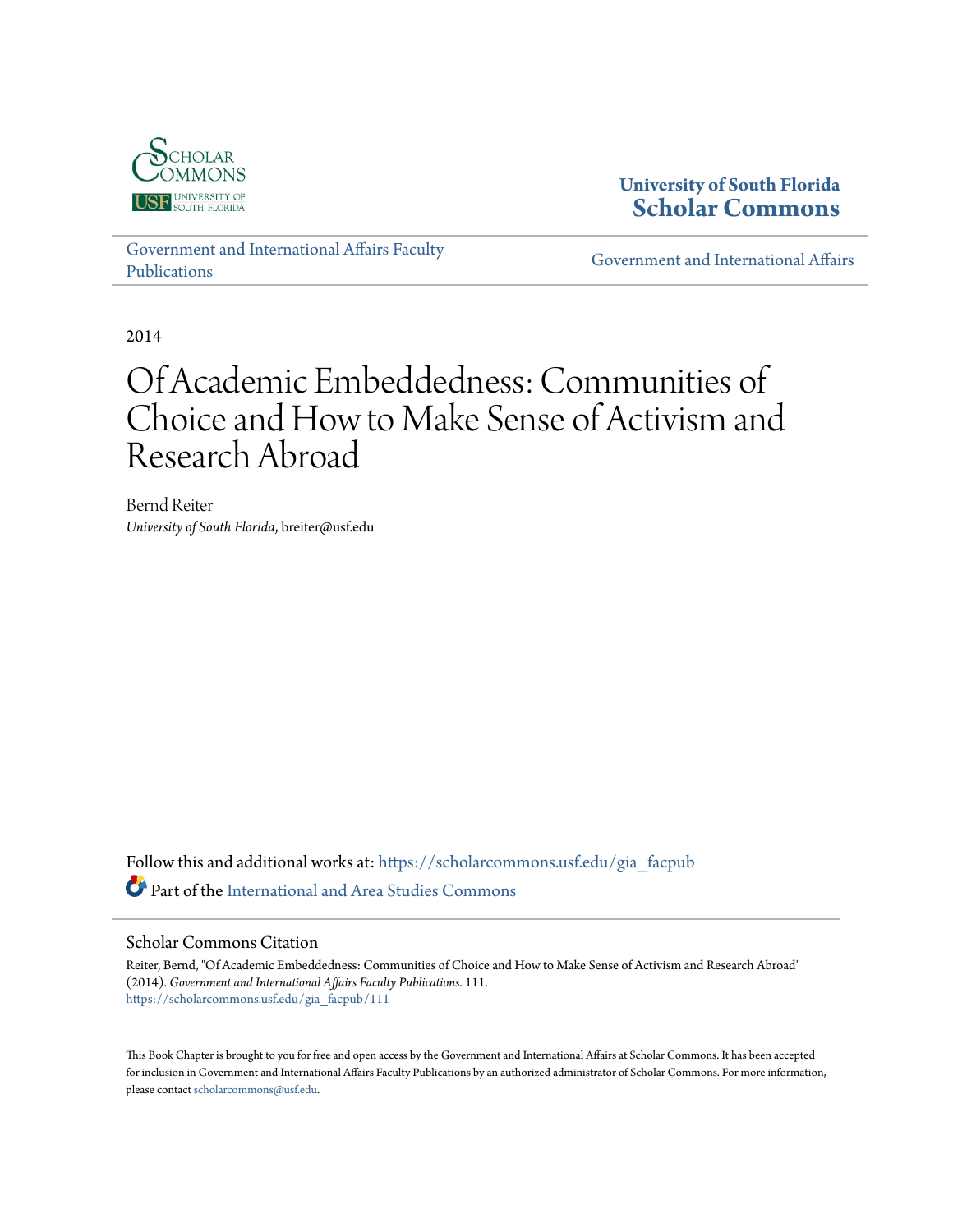University of South Florida
**Scholar Commons**

Government and International Affairs Faculty Publications | Government and International Affairs

2014

# Of Academic Embeddedness: Communities of Choice and How to Make Sense of Activism and Research Abroad

Bernd Reiter
*University of South Florida*, breiter@usf.edu

Follow this and additional works at: https://scholarcommons.usf.edu/gia_facpub

Part of the International and Area Studies Commons

## Scholar Commons Citation

Reiter, Bernd, "Of Academic Embeddedness: Communities of Choice and How to Make Sense of Activism and Research Abroad" (2014). *Government and International Affairs Faculty Publications*. 111.
https://scholarcommons.usf.edu/gia_facpub/111

This Book Chapter is brought to you for free and open access by the Government and International Affairs at Scholar Commons. It has been accepted for inclusion in Government and International Affairs Faculty Publications by an authorized administrator of Scholar Commons. For more information, please contact scholarcommons@usf.edu.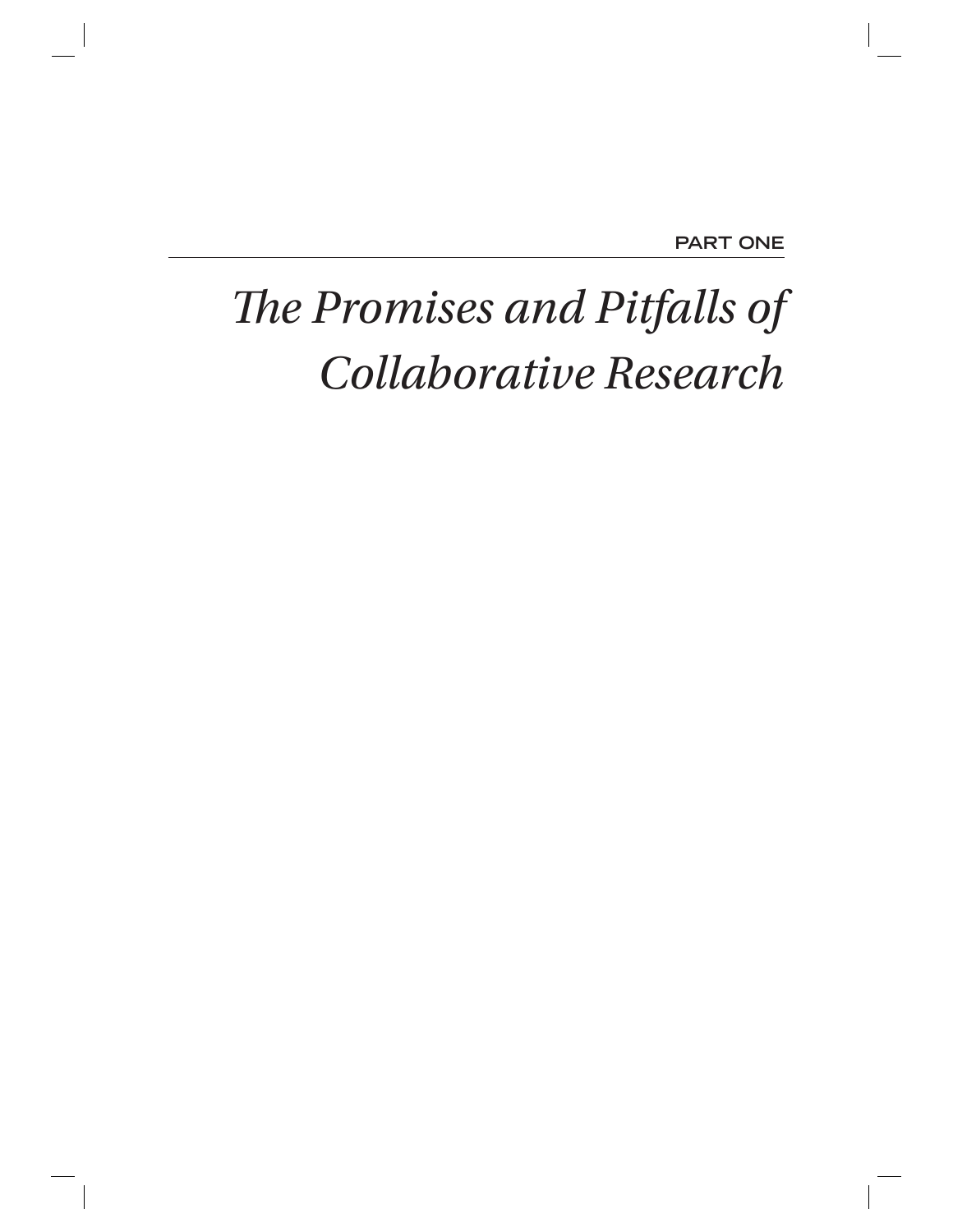PART ONE

# *The Promises and Pitfalls of Collaborative Research*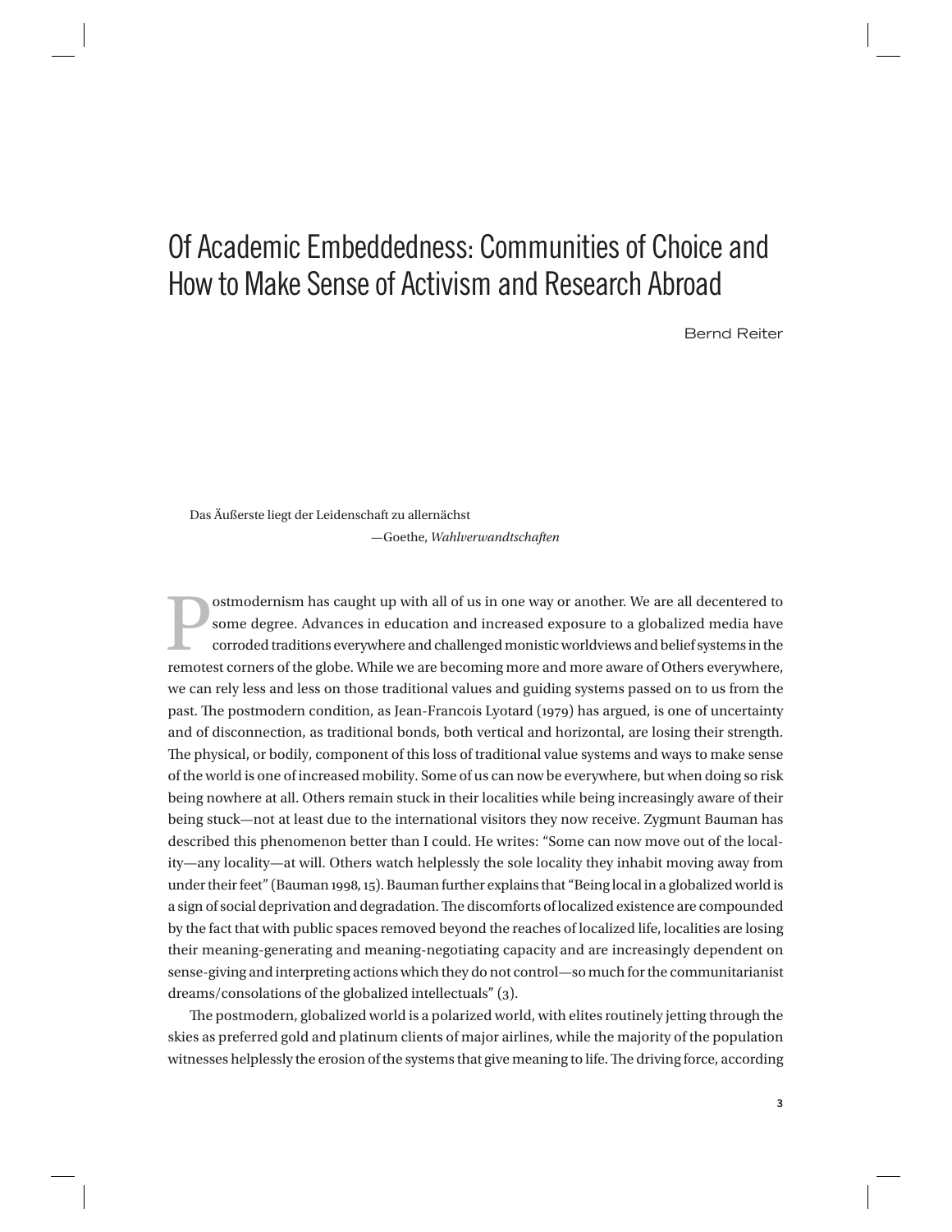# Of Academic Embeddedness: Communities of Choice and How to Make Sense of Activism and Research Abroad

Bernd Reiter

> Das Äußerste liegt der Leidenschaft zu allernächst
>
> —Goethe, *Wahlverwandtschaften*

Postmodernism has caught up with all of us in one way or another. We are all decentered to some degree. Advances in education and increased exposure to a globalized media have corroded traditions everywhere and challenged monistic worldviews and belief systems in the remotest corners of the globe. While we are becoming more and more aware of Others everywhere, we can rely less and less on those traditional values and guiding systems passed on to us from the past. The postmodern condition, as Jean-Francois Lyotard (1979) has argued, is one of uncertainty and of disconnection, as traditional bonds, both vertical and horizontal, are losing their strength. The physical, or bodily, component of this loss of traditional value systems and ways to make sense of the world is one of increased mobility. Some of us can now be everywhere, but when doing so risk being nowhere at all. Others remain stuck in their localities while being increasingly aware of their being stuck—not at least due to the international visitors they now receive. Zygmunt Bauman has described this phenomenon better than I could. He writes: "Some can now move out of the locality—any locality—at will. Others watch helplessly the sole locality they inhabit moving away from under their feet" (Bauman 1998, 15). Bauman further explains that "Being local in a globalized world is a sign of social deprivation and degradation. The discomforts of localized existence are compounded by the fact that with public spaces removed beyond the reaches of localized life, localities are losing their meaning-generating and meaning-negotiating capacity and are increasingly dependent on sense-giving and interpreting actions which they do not control—so much for the communitarianist dreams/consolations of the globalized intellectuals" (3).

The postmodern, globalized world is a polarized world, with elites routinely jetting through the skies as preferred gold and platinum clients of major airlines, while the majority of the population witnesses helplessly the erosion of the systems that give meaning to life. The driving force, according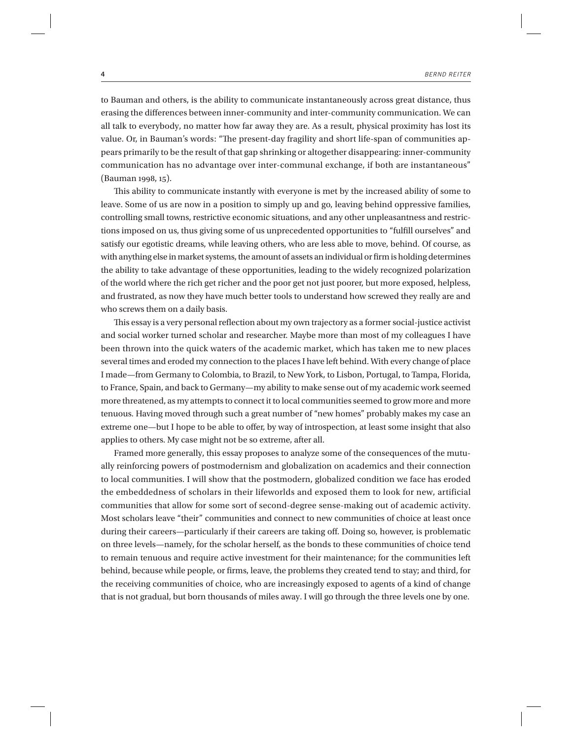to Bauman and others, is the ability to communicate instantaneously across great distance, thus erasing the differences between inner-community and inter-community communication. We can all talk to everybody, no matter how far away they are. As a result, physical proximity has lost its value. Or, in Bauman's words: "The present-day fragility and short life-span of communities appears primarily to be the result of that gap shrinking or altogether disappearing: inner-community communication has no advantage over inter-communal exchange, if both are instantaneous" (Bauman 1998, 15).

This ability to communicate instantly with everyone is met by the increased ability of some to leave. Some of us are now in a position to simply up and go, leaving behind oppressive families, controlling small towns, restrictive economic situations, and any other unpleasantness and restrictions imposed on us, thus giving some of us unprecedented opportunities to "fulfill ourselves" and satisfy our egotistic dreams, while leaving others, who are less able to move, behind. Of course, as with anything else in market systems, the amount of assets an individual or firm is holding determines the ability to take advantage of these opportunities, leading to the widely recognized polarization of the world where the rich get richer and the poor get not just poorer, but more exposed, helpless, and frustrated, as now they have much better tools to understand how screwed they really are and who screws them on a daily basis.

This essay is a very personal reflection about my own trajectory as a former social-justice activist and social worker turned scholar and researcher. Maybe more than most of my colleagues I have been thrown into the quick waters of the academic market, which has taken me to new places several times and eroded my connection to the places I have left behind. With every change of place I made—from Germany to Colombia, to Brazil, to New York, to Lisbon, Portugal, to Tampa, Florida, to France, Spain, and back to Germany—my ability to make sense out of my academic work seemed more threatened, as my attempts to connect it to local communities seemed to grow more and more tenuous. Having moved through such a great number of "new homes" probably makes my case an extreme one—but I hope to be able to offer, by way of introspection, at least some insight that also applies to others. My case might not be so extreme, after all.

Framed more generally, this essay proposes to analyze some of the consequences of the mutually reinforcing powers of postmodernism and globalization on academics and their connection to local communities. I will show that the postmodern, globalized condition we face has eroded the embeddedness of scholars in their lifeworlds and exposed them to look for new, artificial communities that allow for some sort of second-degree sense-making out of academic activity. Most scholars leave "their" communities and connect to new communities of choice at least once during their careers—particularly if their careers are taking off. Doing so, however, is problematic on three levels—namely, for the scholar herself, as the bonds to these communities of choice tend to remain tenuous and require active investment for their maintenance; for the communities left behind, because while people, or firms, leave, the problems they created tend to stay; and third, for the receiving communities of choice, who are increasingly exposed to agents of a kind of change that is not gradual, but born thousands of miles away. I will go through the three levels one by one.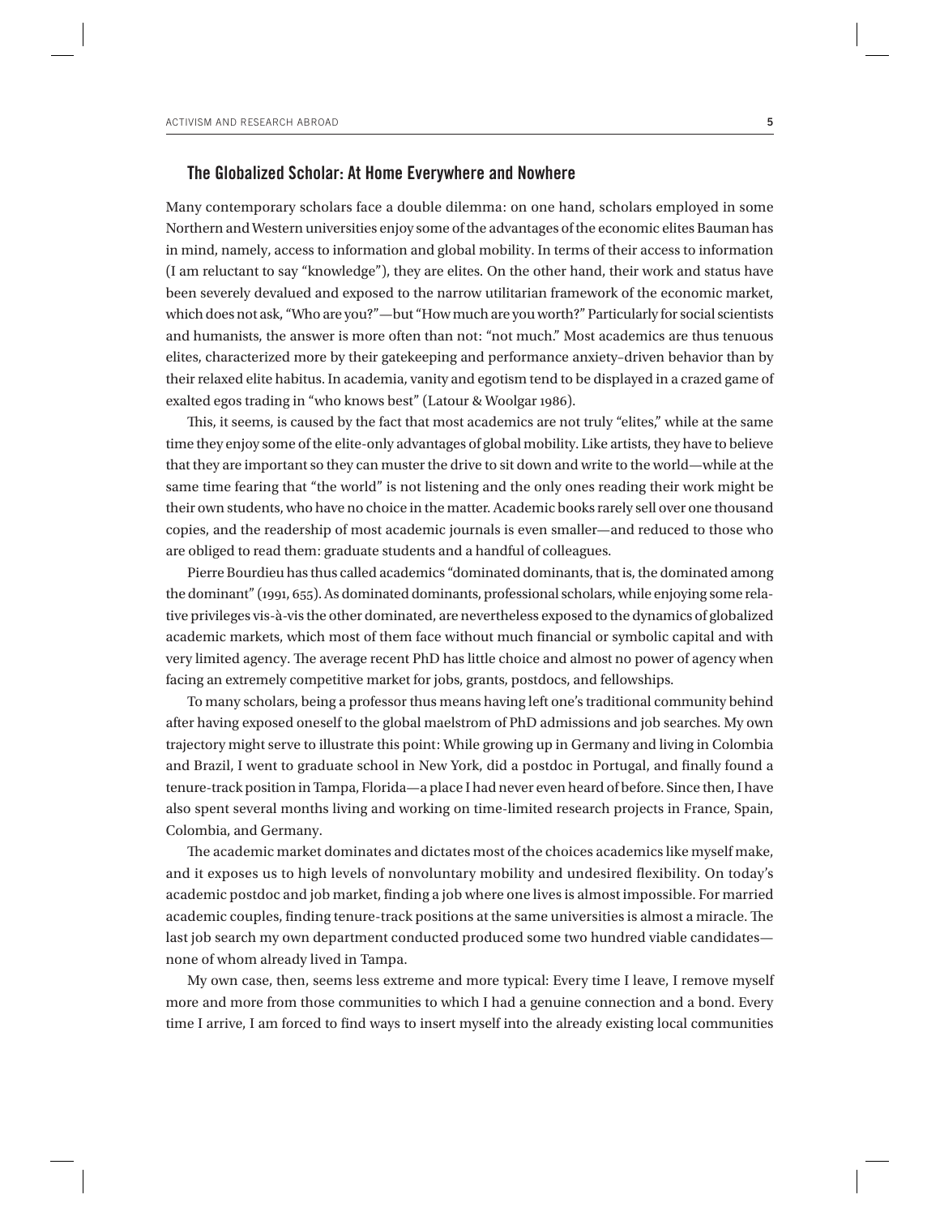## The Globalized Scholar: At Home Everywhere and Nowhere

Many contemporary scholars face a double dilemma: on one hand, scholars employed in some Northern and Western universities enjoy some of the advantages of the economic elites Bauman has in mind, namely, access to information and global mobility. In terms of their access to information (I am reluctant to say "knowledge"), they are elites. On the other hand, their work and status have been severely devalued and exposed to the narrow utilitarian framework of the economic market, which does not ask, "Who are you?"—but "How much are you worth?" Particularly for social scientists and humanists, the answer is more often than not: "not much." Most academics are thus tenuous elites, characterized more by their gatekeeping and performance anxiety–driven behavior than by their relaxed elite habitus. In academia, vanity and egotism tend to be displayed in a crazed game of exalted egos trading in "who knows best" (Latour & Woolgar 1986).

This, it seems, is caused by the fact that most academics are not truly "elites," while at the same time they enjoy some of the elite-only advantages of global mobility. Like artists, they have to believe that they are important so they can muster the drive to sit down and write to the world—while at the same time fearing that "the world" is not listening and the only ones reading their work might be their own students, who have no choice in the matter. Academic books rarely sell over one thousand copies, and the readership of most academic journals is even smaller—and reduced to those who are obliged to read them: graduate students and a handful of colleagues.

Pierre Bourdieu has thus called academics "dominated dominants, that is, the dominated among the dominant" (1991, 655). As dominated dominants, professional scholars, while enjoying some relative privileges vis-à-vis the other dominated, are nevertheless exposed to the dynamics of globalized academic markets, which most of them face without much financial or symbolic capital and with very limited agency. The average recent PhD has little choice and almost no power of agency when facing an extremely competitive market for jobs, grants, postdocs, and fellowships.

To many scholars, being a professor thus means having left one's traditional community behind after having exposed oneself to the global maelstrom of PhD admissions and job searches. My own trajectory might serve to illustrate this point: While growing up in Germany and living in Colombia and Brazil, I went to graduate school in New York, did a postdoc in Portugal, and finally found a tenure-track position in Tampa, Florida—a place I had never even heard of before. Since then, I have also spent several months living and working on time-limited research projects in France, Spain, Colombia, and Germany.

The academic market dominates and dictates most of the choices academics like myself make, and it exposes us to high levels of nonvoluntary mobility and undesired flexibility. On today's academic postdoc and job market, finding a job where one lives is almost impossible. For married academic couples, finding tenure-track positions at the same universities is almost a miracle. The last job search my own department conducted produced some two hundred viable candidates—none of whom already lived in Tampa.

My own case, then, seems less extreme and more typical: Every time I leave, I remove myself more and more from those communities to which I had a genuine connection and a bond. Every time I arrive, I am forced to find ways to insert myself into the already existing local communities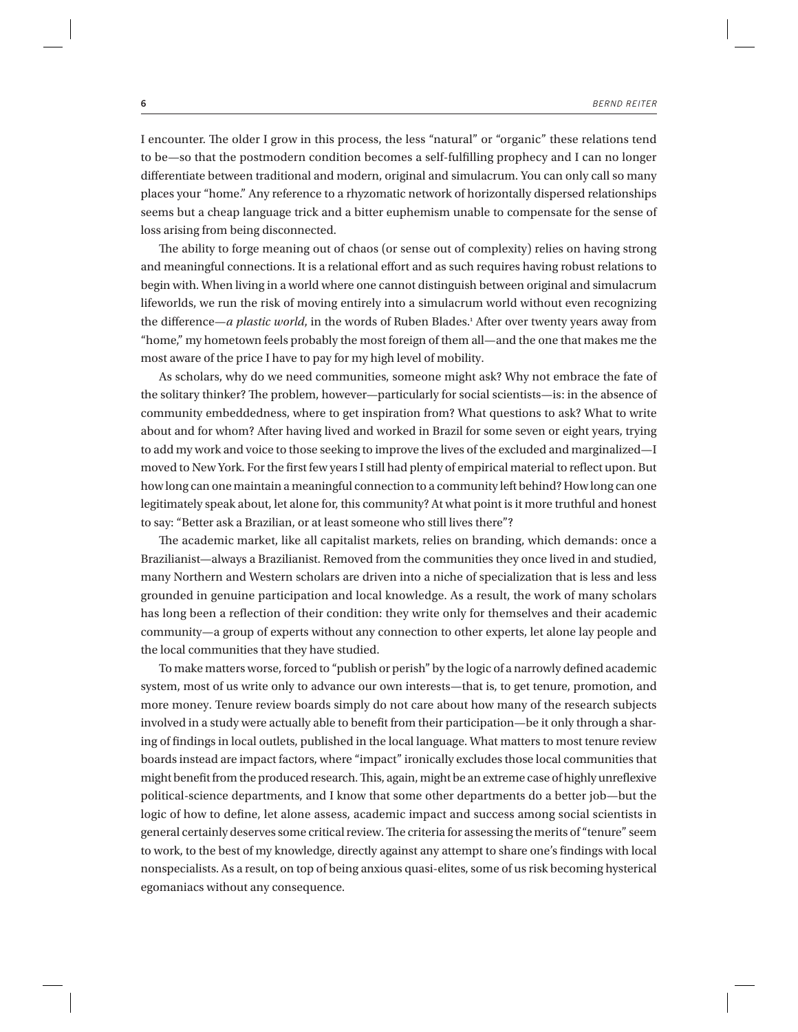I encounter. The older I grow in this process, the less "natural" or "organic" these relations tend to be—so that the postmodern condition becomes a self-fulfilling prophecy and I can no longer differentiate between traditional and modern, original and simulacrum. You can only call so many places your "home." Any reference to a rhyzomatic network of horizontally dispersed relationships seems but a cheap language trick and a bitter euphemism unable to compensate for the sense of loss arising from being disconnected.

The ability to forge meaning out of chaos (or sense out of complexity) relies on having strong and meaningful connections. It is a relational effort and as such requires having robust relations to begin with. When living in a world where one cannot distinguish between original and simulacrum lifeworlds, we run the risk of moving entirely into a simulacrum world without even recognizing the difference—*a plastic world*, in the words of Ruben Blades.[1] After over twenty years away from "home," my hometown feels probably the most foreign of them all—and the one that makes me the most aware of the price I have to pay for my high level of mobility.

As scholars, why do we need communities, someone might ask? Why not embrace the fate of the solitary thinker? The problem, however—particularly for social scientists—is: in the absence of community embeddedness, where to get inspiration from? What questions to ask? What to write about and for whom? After having lived and worked in Brazil for some seven or eight years, trying to add my work and voice to those seeking to improve the lives of the excluded and marginalized—I moved to New York. For the first few years I still had plenty of empirical material to reflect upon. But how long can one maintain a meaningful connection to a community left behind? How long can one legitimately speak about, let alone for, this community? At what point is it more truthful and honest to say: "Better ask a Brazilian, or at least someone who still lives there"?

The academic market, like all capitalist markets, relies on branding, which demands: once a Brazilianist—always a Brazilianist. Removed from the communities they once lived in and studied, many Northern and Western scholars are driven into a niche of specialization that is less and less grounded in genuine participation and local knowledge. As a result, the work of many scholars has long been a reflection of their condition: they write only for themselves and their academic community—a group of experts without any connection to other experts, let alone lay people and the local communities that they have studied.

To make matters worse, forced to "publish or perish" by the logic of a narrowly defined academic system, most of us write only to advance our own interests—that is, to get tenure, promotion, and more money. Tenure review boards simply do not care about how many of the research subjects involved in a study were actually able to benefit from their participation—be it only through a sharing of findings in local outlets, published in the local language. What matters to most tenure review boards instead are impact factors, where "impact" ironically excludes those local communities that might benefit from the produced research. This, again, might be an extreme case of highly unreflexive political-science departments, and I know that some other departments do a better job—but the logic of how to define, let alone assess, academic impact and success among social scientists in general certainly deserves some critical review. The criteria for assessing the merits of "tenure" seem to work, to the best of my knowledge, directly against any attempt to share one's findings with local nonspecialists. As a result, on top of being anxious quasi-elites, some of us risk becoming hysterical egomaniacs without any consequence.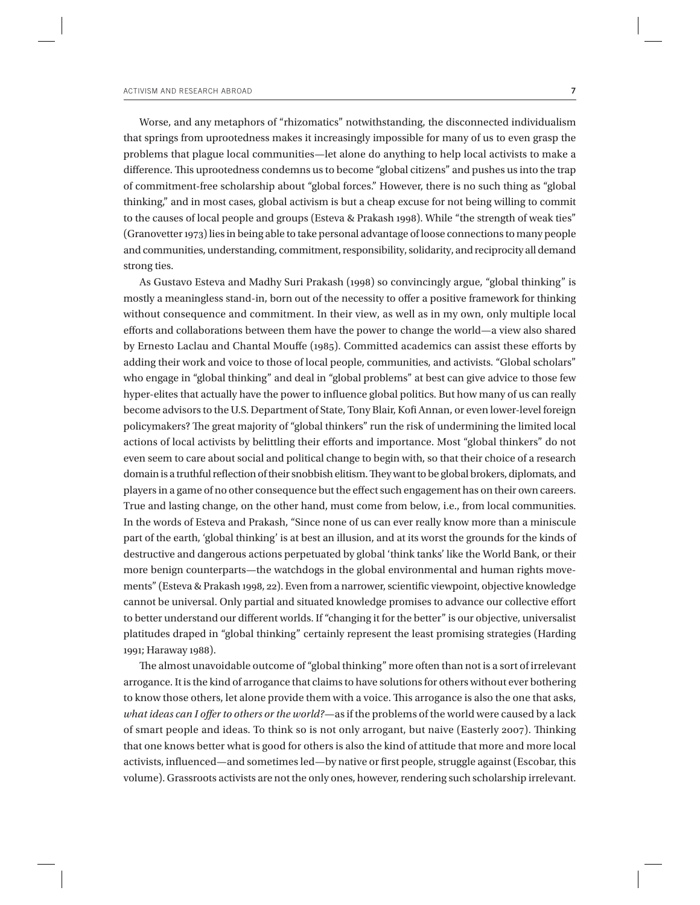Worse, and any metaphors of "rhizomatics" notwithstanding, the disconnected individualism that springs from uprootedness makes it increasingly impossible for many of us to even grasp the problems that plague local communities—let alone do anything to help local activists to make a difference. This uprootedness condemns us to become "global citizens" and pushes us into the trap of commitment-free scholarship about "global forces." However, there is no such thing as "global thinking," and in most cases, global activism is but a cheap excuse for not being willing to commit to the causes of local people and groups (Esteva & Prakash 1998). While "the strength of weak ties" (Granovetter 1973) lies in being able to take personal advantage of loose connections to many people and communities, understanding, commitment, responsibility, solidarity, and reciprocity all demand strong ties.

As Gustavo Esteva and Madhy Suri Prakash (1998) so convincingly argue, "global thinking" is mostly a meaningless stand-in, born out of the necessity to offer a positive framework for thinking without consequence and commitment. In their view, as well as in my own, only multiple local efforts and collaborations between them have the power to change the world—a view also shared by Ernesto Laclau and Chantal Mouffe (1985). Committed academics can assist these efforts by adding their work and voice to those of local people, communities, and activists. "Global scholars" who engage in "global thinking" and deal in "global problems" at best can give advice to those few hyper-elites that actually have the power to influence global politics. But how many of us can really become advisors to the U.S. Department of State, Tony Blair, Kofi Annan, or even lower-level foreign policymakers? The great majority of "global thinkers" run the risk of undermining the limited local actions of local activists by belittling their efforts and importance. Most "global thinkers" do not even seem to care about social and political change to begin with, so that their choice of a research domain is a truthful reflection of their snobbish elitism. They want to be global brokers, diplomats, and players in a game of no other consequence but the effect such engagement has on their own careers. True and lasting change, on the other hand, must come from below, i.e., from local communities. In the words of Esteva and Prakash, "Since none of us can ever really know more than a miniscule part of the earth, 'global thinking' is at best an illusion, and at its worst the grounds for the kinds of destructive and dangerous actions perpetuated by global 'think tanks' like the World Bank, or their more benign counterparts—the watchdogs in the global environmental and human rights movements" (Esteva & Prakash 1998, 22). Even from a narrower, scientific viewpoint, objective knowledge cannot be universal. Only partial and situated knowledge promises to advance our collective effort to better understand our different worlds. If "changing it for the better" is our objective, universalist platitudes draped in "global thinking" certainly represent the least promising strategies (Harding 1991; Haraway 1988).

The almost unavoidable outcome of "global thinking" more often than not is a sort of irrelevant arrogance. It is the kind of arrogance that claims to have solutions for others without ever bothering to know those others, let alone provide them with a voice. This arrogance is also the one that asks, *what ideas can I offer to others or the world?*—as if the problems of the world were caused by a lack of smart people and ideas. To think so is not only arrogant, but naive (Easterly 2007). Thinking that one knows better what is good for others is also the kind of attitude that more and more local activists, influenced—and sometimes led—by native or first people, struggle against (Escobar, this volume). Grassroots activists are not the only ones, however, rendering such scholarship irrelevant.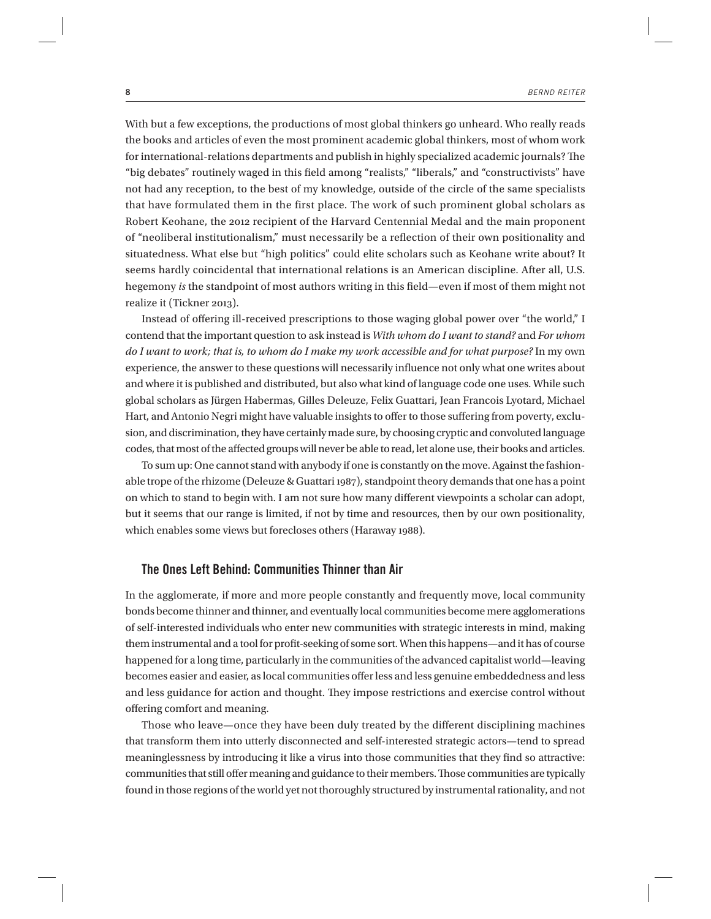With but a few exceptions, the productions of most global thinkers go unheard. Who really reads the books and articles of even the most prominent academic global thinkers, most of whom work for international-relations departments and publish in highly specialized academic journals? The "big debates" routinely waged in this field among "realists," "liberals," and "constructivists" have not had any reception, to the best of my knowledge, outside of the circle of the same specialists that have formulated them in the first place. The work of such prominent global scholars as Robert Keohane, the 2012 recipient of the Harvard Centennial Medal and the main proponent of "neoliberal institutionalism," must necessarily be a reflection of their own positionality and situatedness. What else but "high politics" could elite scholars such as Keohane write about? It seems hardly coincidental that international relations is an American discipline. After all, U.S. hegemony *is* the standpoint of most authors writing in this field—even if most of them might not realize it (Tickner 2013).

Instead of offering ill-received prescriptions to those waging global power over "the world," I contend that the important question to ask instead is *With whom do I want to stand?* and *For whom do I want to work; that is, to whom do I make my work accessible and for what purpose?* In my own experience, the answer to these questions will necessarily influence not only what one writes about and where it is published and distributed, but also what kind of language code one uses. While such global scholars as Jürgen Habermas, Gilles Deleuze, Felix Guattari, Jean Francois Lyotard, Michael Hart, and Antonio Negri might have valuable insights to offer to those suffering from poverty, exclusion, and discrimination, they have certainly made sure, by choosing cryptic and convoluted language codes, that most of the affected groups will never be able to read, let alone use, their books and articles.

To sum up: One cannot stand with anybody if one is constantly on the move. Against the fashionable trope of the rhizome (Deleuze & Guattari 1987), standpoint theory demands that one has a point on which to stand to begin with. I am not sure how many different viewpoints a scholar can adopt, but it seems that our range is limited, if not by time and resources, then by our own positionality, which enables some views but forecloses others (Haraway 1988).

## The Ones Left Behind: Communities Thinner than Air

In the agglomerate, if more and more people constantly and frequently move, local community bonds become thinner and thinner, and eventually local communities become mere agglomerations of self-interested individuals who enter new communities with strategic interests in mind, making them instrumental and a tool for profit-seeking of some sort. When this happens—and it has of course happened for a long time, particularly in the communities of the advanced capitalist world—leaving becomes easier and easier, as local communities offer less and less genuine embeddedness and less and less guidance for action and thought. They impose restrictions and exercise control without offering comfort and meaning.

Those who leave—once they have been duly treated by the different disciplining machines that transform them into utterly disconnected and self-interested strategic actors—tend to spread meaninglessness by introducing it like a virus into those communities that they find so attractive: communities that still offer meaning and guidance to their members. Those communities are typically found in those regions of the world yet not thoroughly structured by instrumental rationality, and not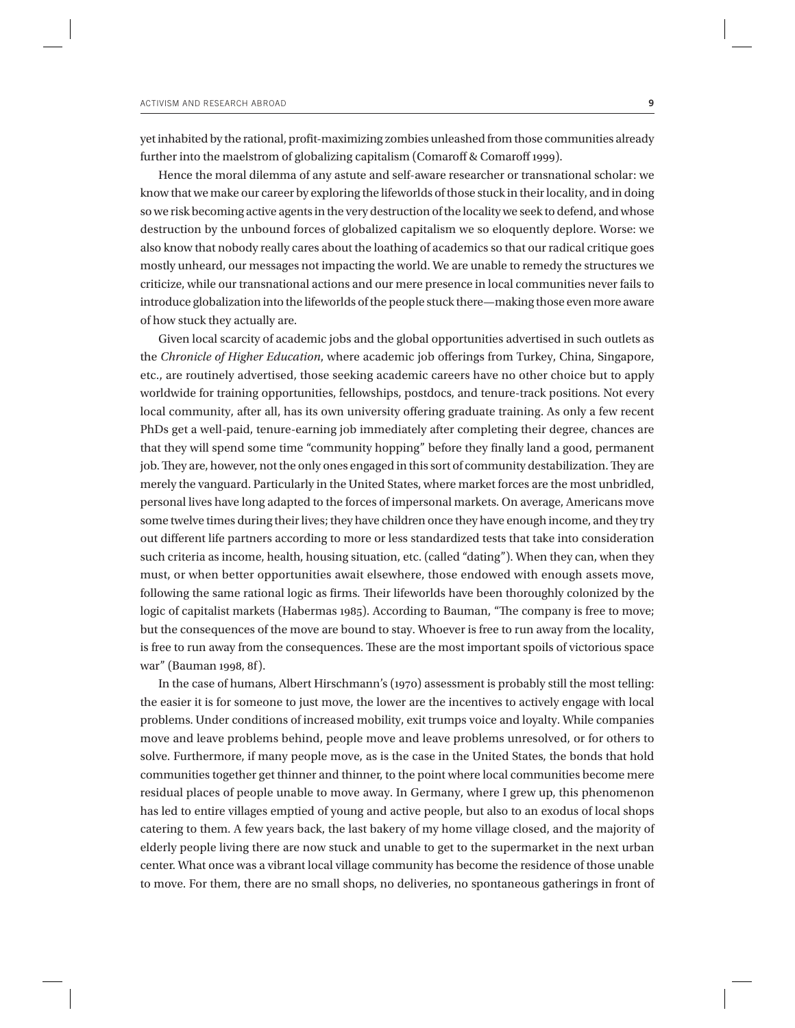yet inhabited by the rational, profit-maximizing zombies unleashed from those communities already further into the maelstrom of globalizing capitalism (Comaroff & Comaroff 1999).

Hence the moral dilemma of any astute and self-aware researcher or transnational scholar: we know that we make our career by exploring the lifeworlds of those stuck in their locality, and in doing so we risk becoming active agents in the very destruction of the locality we seek to defend, and whose destruction by the unbound forces of globalized capitalism we so eloquently deplore. Worse: we also know that nobody really cares about the loathing of academics so that our radical critique goes mostly unheard, our messages not impacting the world. We are unable to remedy the structures we criticize, while our transnational actions and our mere presence in local communities never fails to introduce globalization into the lifeworlds of the people stuck there—making those even more aware of how stuck they actually are.

Given local scarcity of academic jobs and the global opportunities advertised in such outlets as the *Chronicle of Higher Education*, where academic job offerings from Turkey, China, Singapore, etc., are routinely advertised, those seeking academic careers have no other choice but to apply worldwide for training opportunities, fellowships, postdocs, and tenure-track positions. Not every local community, after all, has its own university offering graduate training. As only a few recent PhDs get a well-paid, tenure-earning job immediately after completing their degree, chances are that they will spend some time "community hopping" before they finally land a good, permanent job. They are, however, not the only ones engaged in this sort of community destabilization. They are merely the vanguard. Particularly in the United States, where market forces are the most unbridled, personal lives have long adapted to the forces of impersonal markets. On average, Americans move some twelve times during their lives; they have children once they have enough income, and they try out different life partners according to more or less standardized tests that take into consideration such criteria as income, health, housing situation, etc. (called "dating"). When they can, when they must, or when better opportunities await elsewhere, those endowed with enough assets move, following the same rational logic as firms. Their lifeworlds have been thoroughly colonized by the logic of capitalist markets (Habermas 1985). According to Bauman, "The company is free to move; but the consequences of the move are bound to stay. Whoever is free to run away from the locality, is free to run away from the consequences. These are the most important spoils of victorious space war" (Bauman 1998, 8f).

In the case of humans, Albert Hirschmann's (1970) assessment is probably still the most telling: the easier it is for someone to just move, the lower are the incentives to actively engage with local problems. Under conditions of increased mobility, exit trumps voice and loyalty. While companies move and leave problems behind, people move and leave problems unresolved, or for others to solve. Furthermore, if many people move, as is the case in the United States, the bonds that hold communities together get thinner and thinner, to the point where local communities become mere residual places of people unable to move away. In Germany, where I grew up, this phenomenon has led to entire villages emptied of young and active people, but also to an exodus of local shops catering to them. A few years back, the last bakery of my home village closed, and the majority of elderly people living there are now stuck and unable to get to the supermarket in the next urban center. What once was a vibrant local village community has become the residence of those unable to move. For them, there are no small shops, no deliveries, no spontaneous gatherings in front of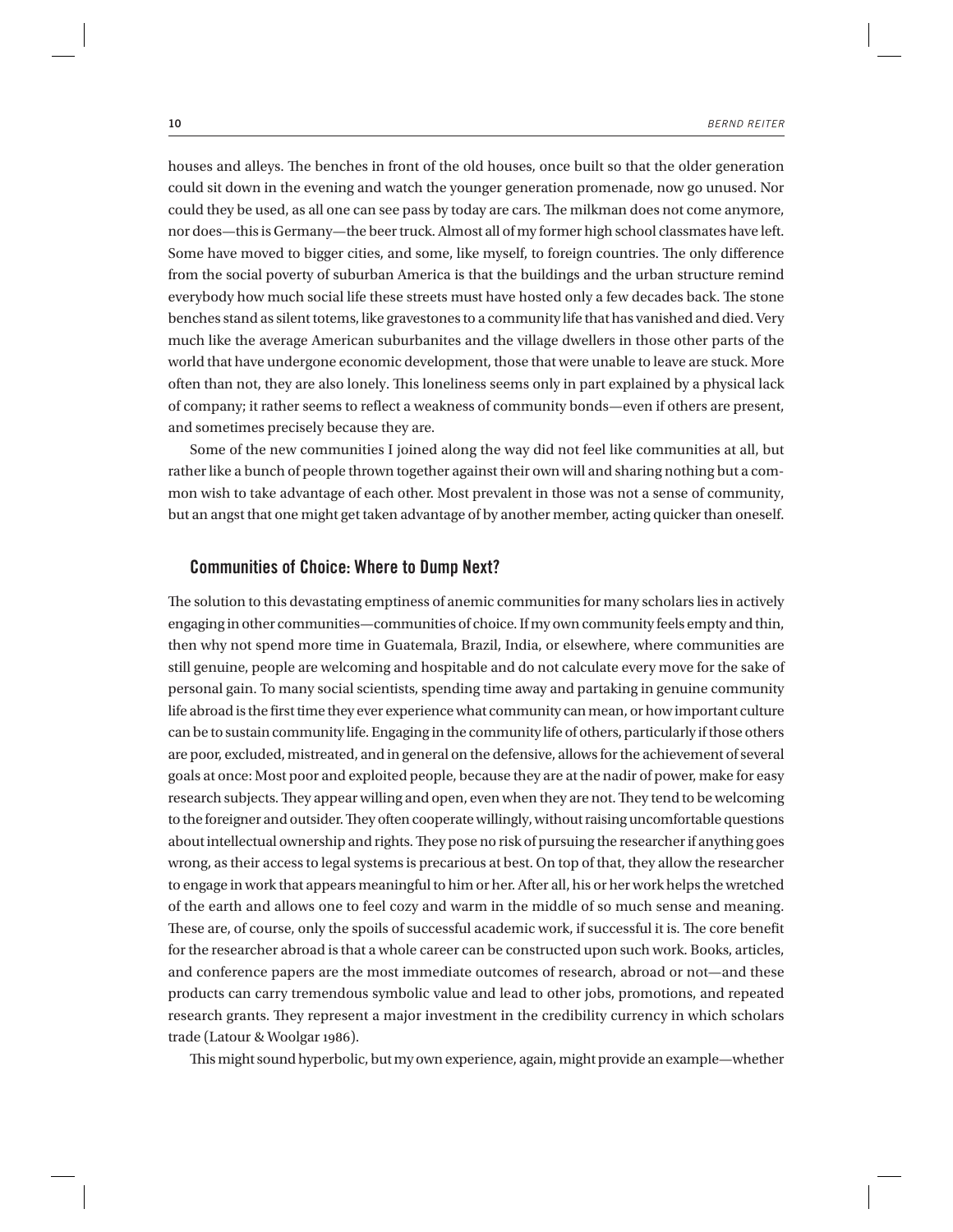houses and alleys. The benches in front of the old houses, once built so that the older generation could sit down in the evening and watch the younger generation promenade, now go unused. Nor could they be used, as all one can see pass by today are cars. The milkman does not come anymore, nor does—this is Germany—the beer truck. Almost all of my former high school classmates have left. Some have moved to bigger cities, and some, like myself, to foreign countries. The only difference from the social poverty of suburban America is that the buildings and the urban structure remind everybody how much social life these streets must have hosted only a few decades back. The stone benches stand as silent totems, like gravestones to a community life that has vanished and died. Very much like the average American suburbanites and the village dwellers in those other parts of the world that have undergone economic development, those that were unable to leave are stuck. More often than not, they are also lonely. This loneliness seems only in part explained by a physical lack of company; it rather seems to reflect a weakness of community bonds—even if others are present, and sometimes precisely because they are.

Some of the new communities I joined along the way did not feel like communities at all, but rather like a bunch of people thrown together against their own will and sharing nothing but a common wish to take advantage of each other. Most prevalent in those was not a sense of community, but an angst that one might get taken advantage of by another member, acting quicker than oneself.

## Communities of Choice: Where to Dump Next?

The solution to this devastating emptiness of anemic communities for many scholars lies in actively engaging in other communities—communities of choice. If my own community feels empty and thin, then why not spend more time in Guatemala, Brazil, India, or elsewhere, where communities are still genuine, people are welcoming and hospitable and do not calculate every move for the sake of personal gain. To many social scientists, spending time away and partaking in genuine community life abroad is the first time they ever experience what community can mean, or how important culture can be to sustain community life. Engaging in the community life of others, particularly if those others are poor, excluded, mistreated, and in general on the defensive, allows for the achievement of several goals at once: Most poor and exploited people, because they are at the nadir of power, make for easy research subjects. They appear willing and open, even when they are not. They tend to be welcoming to the foreigner and outsider. They often cooperate willingly, without raising uncomfortable questions about intellectual ownership and rights. They pose no risk of pursuing the researcher if anything goes wrong, as their access to legal systems is precarious at best. On top of that, they allow the researcher to engage in work that appears meaningful to him or her. After all, his or her work helps the wretched of the earth and allows one to feel cozy and warm in the middle of so much sense and meaning. These are, of course, only the spoils of successful academic work, if successful it is. The core benefit for the researcher abroad is that a whole career can be constructed upon such work. Books, articles, and conference papers are the most immediate outcomes of research, abroad or not—and these products can carry tremendous symbolic value and lead to other jobs, promotions, and repeated research grants. They represent a major investment in the credibility currency in which scholars trade (Latour & Woolgar 1986).

This might sound hyperbolic, but my own experience, again, might provide an example—whether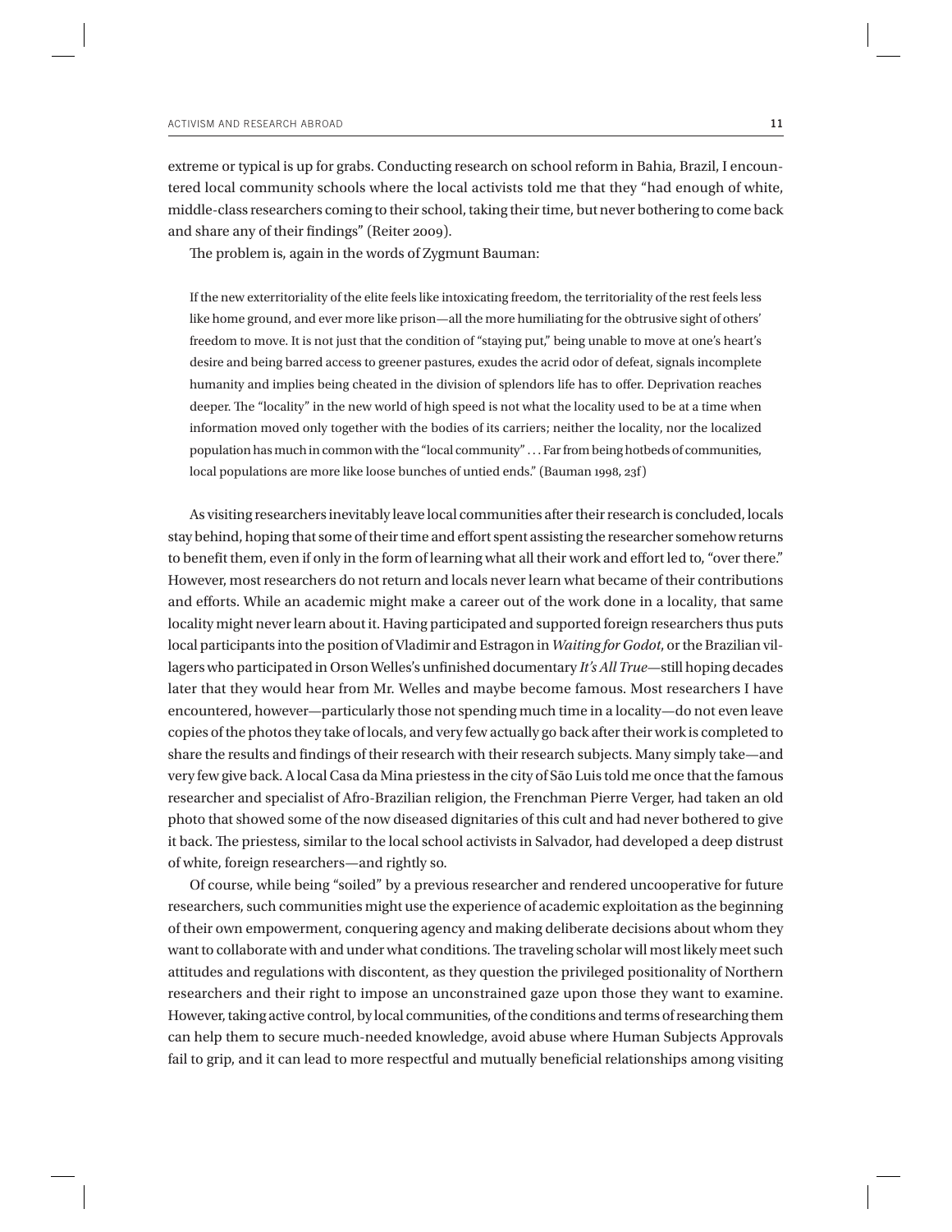extreme or typical is up for grabs. Conducting research on school reform in Bahia, Brazil, I encountered local community schools where the local activists told me that they "had enough of white, middle-class researchers coming to their school, taking their time, but never bothering to come back and share any of their findings" (Reiter 2009).

The problem is, again in the words of Zygmunt Bauman:

> If the new exterritoriality of the elite feels like intoxicating freedom, the territoriality of the rest feels less like home ground, and ever more like prison—all the more humiliating for the obtrusive sight of others' freedom to move. It is not just that the condition of "staying put," being unable to move at one's heart's desire and being barred access to greener pastures, exudes the acrid odor of defeat, signals incomplete humanity and implies being cheated in the division of splendors life has to offer. Deprivation reaches deeper. The "locality" in the new world of high speed is not what the locality used to be at a time when information moved only together with the bodies of its carriers; neither the locality, nor the localized population has much in common with the "local community" . . . Far from being hotbeds of communities, local populations are more like loose bunches of untied ends." (Bauman 1998, 23f)

As visiting researchers inevitably leave local communities after their research is concluded, locals stay behind, hoping that some of their time and effort spent assisting the researcher somehow returns to benefit them, even if only in the form of learning what all their work and effort led to, "over there." However, most researchers do not return and locals never learn what became of their contributions and efforts. While an academic might make a career out of the work done in a locality, that same locality might never learn about it. Having participated and supported foreign researchers thus puts local participants into the position of Vladimir and Estragon in *Waiting for Godot*, or the Brazilian villagers who participated in Orson Welles's unfinished documentary *It's All True*—still hoping decades later that they would hear from Mr. Welles and maybe become famous. Most researchers I have encountered, however—particularly those not spending much time in a locality—do not even leave copies of the photos they take of locals, and very few actually go back after their work is completed to share the results and findings of their research with their research subjects. Many simply take—and very few give back. A local Casa da Mina priestess in the city of São Luis told me once that the famous researcher and specialist of Afro-Brazilian religion, the Frenchman Pierre Verger, had taken an old photo that showed some of the now diseased dignitaries of this cult and had never bothered to give it back. The priestess, similar to the local school activists in Salvador, had developed a deep distrust of white, foreign researchers—and rightly so.

Of course, while being "soiled" by a previous researcher and rendered uncooperative for future researchers, such communities might use the experience of academic exploitation as the beginning of their own empowerment, conquering agency and making deliberate decisions about whom they want to collaborate with and under what conditions. The traveling scholar will most likely meet such attitudes and regulations with discontent, as they question the privileged positionality of Northern researchers and their right to impose an unconstrained gaze upon those they want to examine. However, taking active control, by local communities, of the conditions and terms of researching them can help them to secure much-needed knowledge, avoid abuse where Human Subjects Approvals fail to grip, and it can lead to more respectful and mutually beneficial relationships among visiting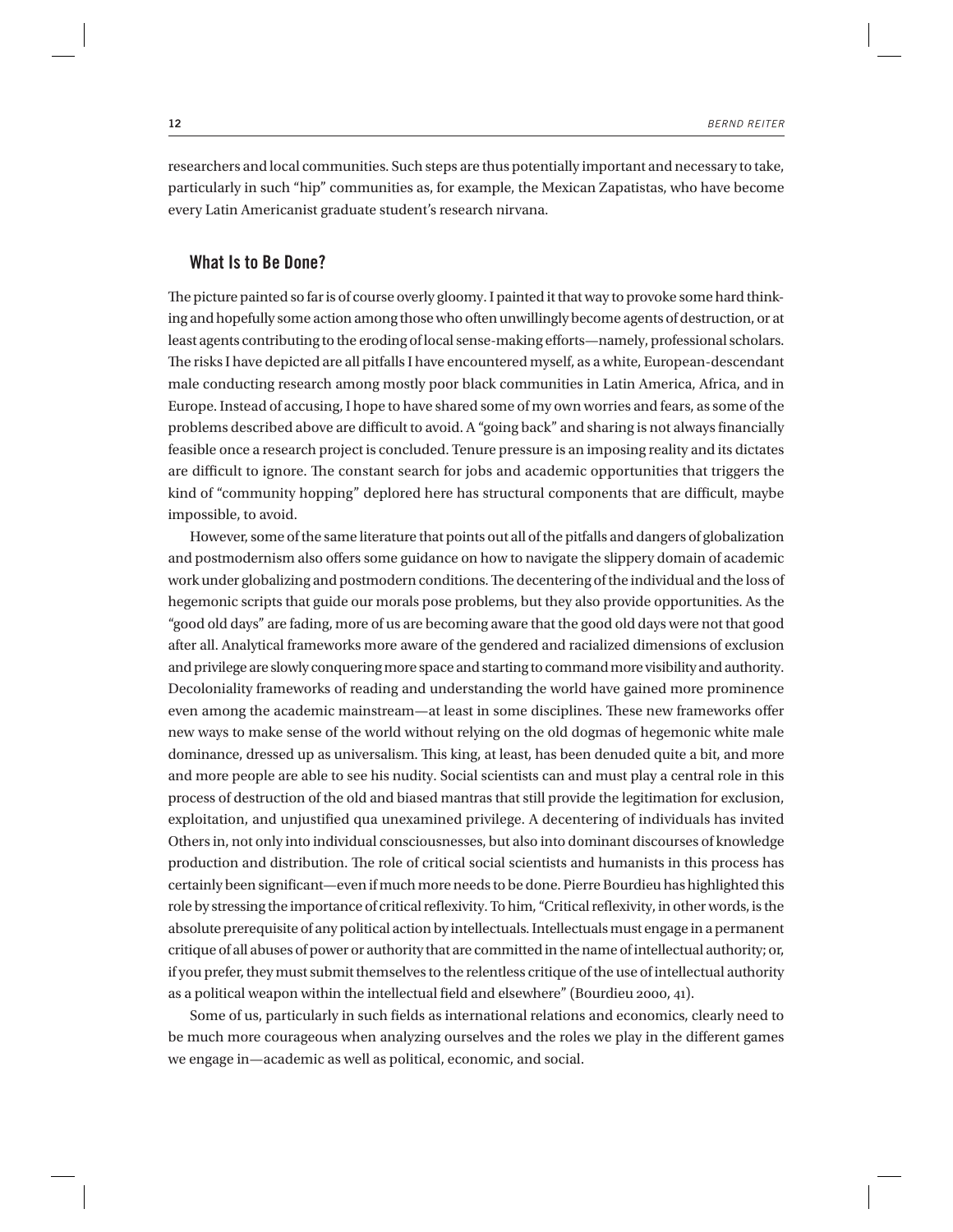researchers and local communities. Such steps are thus potentially important and necessary to take, particularly in such "hip" communities as, for example, the Mexican Zapatistas, who have become every Latin Americanist graduate student's research nirvana.

## What Is to Be Done?

The picture painted so far is of course overly gloomy. I painted it that way to provoke some hard thinking and hopefully some action among those who often unwillingly become agents of destruction, or at least agents contributing to the eroding of local sense-making efforts—namely, professional scholars. The risks I have depicted are all pitfalls I have encountered myself, as a white, European-descendant male conducting research among mostly poor black communities in Latin America, Africa, and in Europe. Instead of accusing, I hope to have shared some of my own worries and fears, as some of the problems described above are difficult to avoid. A "going back" and sharing is not always financially feasible once a research project is concluded. Tenure pressure is an imposing reality and its dictates are difficult to ignore. The constant search for jobs and academic opportunities that triggers the kind of "community hopping" deplored here has structural components that are difficult, maybe impossible, to avoid.

However, some of the same literature that points out all of the pitfalls and dangers of globalization and postmodernism also offers some guidance on how to navigate the slippery domain of academic work under globalizing and postmodern conditions. The decentering of the individual and the loss of hegemonic scripts that guide our morals pose problems, but they also provide opportunities. As the "good old days" are fading, more of us are becoming aware that the good old days were not that good after all. Analytical frameworks more aware of the gendered and racialized dimensions of exclusion and privilege are slowly conquering more space and starting to command more visibility and authority. Decoloniality frameworks of reading and understanding the world have gained more prominence even among the academic mainstream—at least in some disciplines. These new frameworks offer new ways to make sense of the world without relying on the old dogmas of hegemonic white male dominance, dressed up as universalism. This king, at least, has been denuded quite a bit, and more and more people are able to see his nudity. Social scientists can and must play a central role in this process of destruction of the old and biased mantras that still provide the legitimation for exclusion, exploitation, and unjustified qua unexamined privilege. A decentering of individuals has invited Others in, not only into individual consciousnesses, but also into dominant discourses of knowledge production and distribution. The role of critical social scientists and humanists in this process has certainly been significant—even if much more needs to be done. Pierre Bourdieu has highlighted this role by stressing the importance of critical reflexivity. To him, "Critical reflexivity, in other words, is the absolute prerequisite of any political action by intellectuals. Intellectuals must engage in a permanent critique of all abuses of power or authority that are committed in the name of intellectual authority; or, if you prefer, they must submit themselves to the relentless critique of the use of intellectual authority as a political weapon within the intellectual field and elsewhere" (Bourdieu 2000, 41).

Some of us, particularly in such fields as international relations and economics, clearly need to be much more courageous when analyzing ourselves and the roles we play in the different games we engage in—academic as well as political, economic, and social.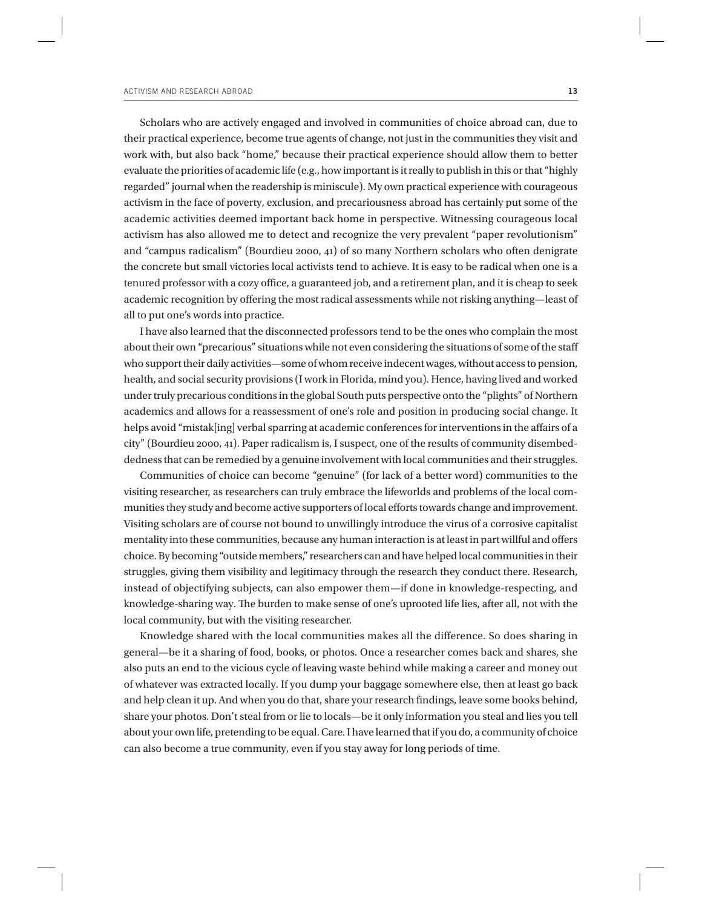Scholars who are actively engaged and involved in communities of choice abroad can, due to their practical experience, become true agents of change, not just in the communities they visit and work with, but also back "home," because their practical experience should allow them to better evaluate the priorities of academic life (e.g., how important is it really to publish in this or that "highly regarded" journal when the readership is miniscule). My own practical experience with courageous activism in the face of poverty, exclusion, and precariousness abroad has certainly put some of the academic activities deemed important back home in perspective. Witnessing courageous local activism has also allowed me to detect and recognize the very prevalent "paper revolutionism" and "campus radicalism" (Bourdieu 2000, 41) of so many Northern scholars who often denigrate the concrete but small victories local activists tend to achieve. It is easy to be radical when one is a tenured professor with a cozy office, a guaranteed job, and a retirement plan, and it is cheap to seek academic recognition by offering the most radical assessments while not risking anything—least of all to put one's words into practice.

I have also learned that the disconnected professors tend to be the ones who complain the most about their own "precarious" situations while not even considering the situations of some of the staff who support their daily activities—some of whom receive indecent wages, without access to pension, health, and social security provisions (I work in Florida, mind you). Hence, having lived and worked under truly precarious conditions in the global South puts perspective onto the "plights" of Northern academics and allows for a reassessment of one's role and position in producing social change. It helps avoid "mistak[ing] verbal sparring at academic conferences for interventions in the affairs of a city" (Bourdieu 2000, 41). Paper radicalism is, I suspect, one of the results of community disembeddedness that can be remedied by a genuine involvement with local communities and their struggles.

Communities of choice can become "genuine" (for lack of a better word) communities to the visiting researcher, as researchers can truly embrace the lifeworlds and problems of the local communities they study and become active supporters of local efforts towards change and improvement. Visiting scholars are of course not bound to unwillingly introduce the virus of a corrosive capitalist mentality into these communities, because any human interaction is at least in part willful and offers choice. By becoming "outside members," researchers can and have helped local communities in their struggles, giving them visibility and legitimacy through the research they conduct there. Research, instead of objectifying subjects, can also empower them—if done in knowledge-respecting, and knowledge-sharing way. The burden to make sense of one's uprooted life lies, after all, not with the local community, but with the visiting researcher.

Knowledge shared with the local communities makes all the difference. So does sharing in general—be it a sharing of food, books, or photos. Once a researcher comes back and shares, she also puts an end to the vicious cycle of leaving waste behind while making a career and money out of whatever was extracted locally. If you dump your baggage somewhere else, then at least go back and help clean it up. And when you do that, share your research findings, leave some books behind, share your photos. Don't steal from or lie to locals—be it only information you steal and lies you tell about your own life, pretending to be equal. Care. I have learned that if you do, a community of choice can also become a true community, even if you stay away for long periods of time.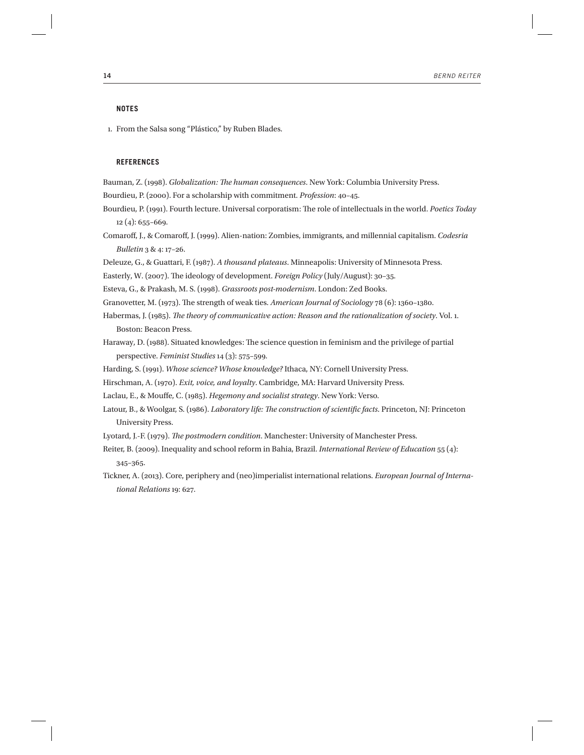## NOTES

1. From the Salsa song "Plástico," by Ruben Blades.

## REFERENCES

Bauman, Z. (1998). *Globalization: The human consequences*. New York: Columbia University Press.

Bourdieu, P. (2000). For a scholarship with commitment. *Profession*: 40–45.

Bourdieu, P. (1991). Fourth lecture. Universal corporatism: The role of intellectuals in the world. *Poetics Today* 12 (4): 655–669.

Comaroff, J., & Comaroff, J. (1999). Alien-nation: Zombies, immigrants, and millennial capitalism. *Codesria Bulletin* 3 & 4: 17–26.

Deleuze, G., & Guattari, F. (1987). *A thousand plateaus*. Minneapolis: University of Minnesota Press.

Easterly, W. (2007). The ideology of development. *Foreign Policy* (July/August): 30–35.

Esteva, G., & Prakash, M. S. (1998). *Grassroots post-modernism*. London: Zed Books.

Granovetter, M. (1973). The strength of weak ties. *American Journal of Sociology* 78 (6): 1360–1380.

Habermas, J. (1985). *The theory of communicative action: Reason and the rationalization of society*. Vol. 1. Boston: Beacon Press.

Haraway, D. (1988). Situated knowledges: The science question in feminism and the privilege of partial perspective. *Feminist Studies* 14 (3): 575–599.

Harding, S. (1991). *Whose science? Whose knowledge?* Ithaca, NY: Cornell University Press.

Hirschman, A. (1970). *Exit, voice, and loyalty*. Cambridge, MA: Harvard University Press.

Laclau, E., & Mouffe, C. (1985). *Hegemony and socialist strategy*. New York: Verso.

Latour, B., & Woolgar, S. (1986). *Laboratory life: The construction of scientific facts*. Princeton, NJ: Princeton University Press.

Lyotard, J.-F. (1979). *The postmodern condition*. Manchester: University of Manchester Press.

Reiter, B. (2009). Inequality and school reform in Bahia, Brazil. *International Review of Education* 55 (4): 345–365.

Tickner, A. (2013). Core, periphery and (neo)imperialist international relations. *European Journal of International Relations* 19: 627.